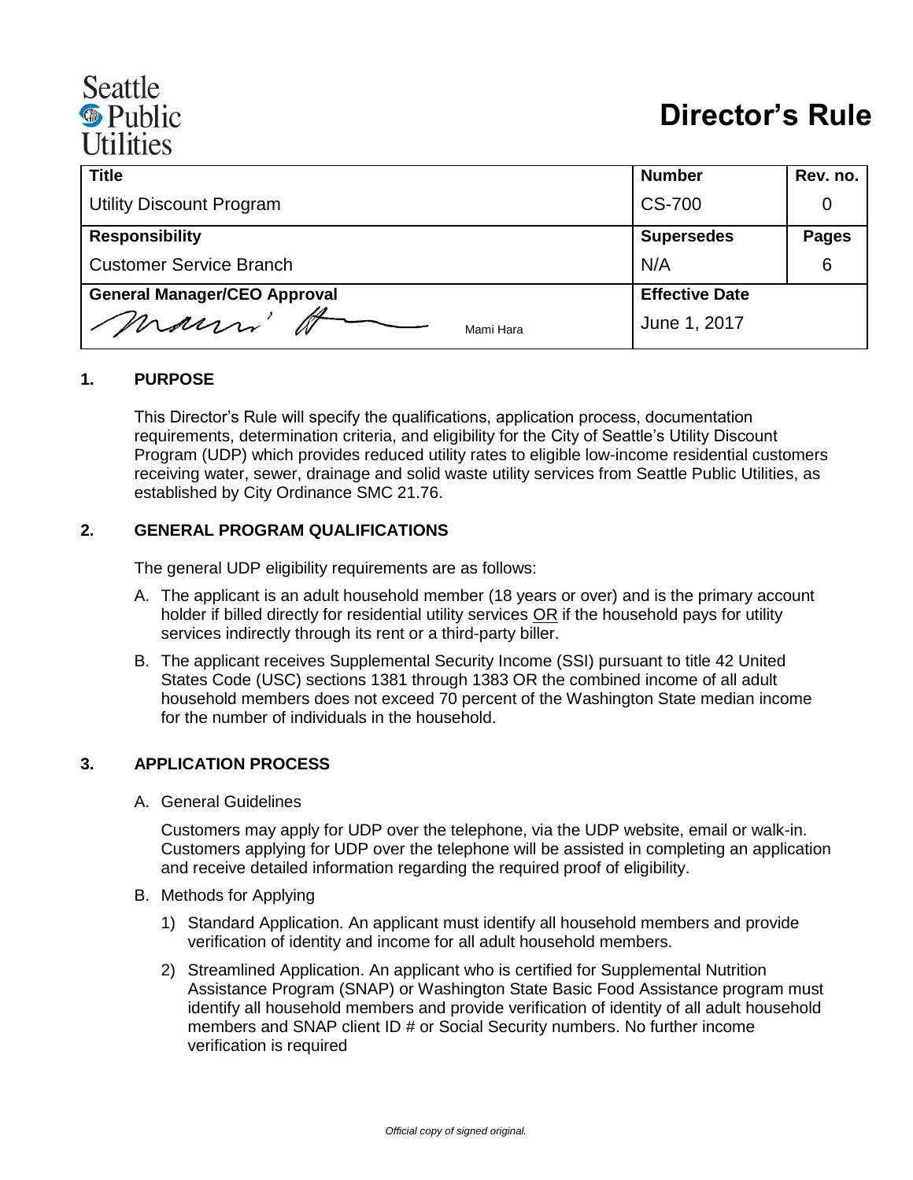Seattle Public Utilities

# Director's Rule

| Title | | Number | Rev. no. |
|---|---|---|---|
| Utility Discount Program | | CS-700 | 0 |
| **Responsibility** | | **Supersedes** | **Pages** |
| Customer Service Branch | | N/A | 6 |
| **General Manager/CEO Approval** | | **Effective Date** | |
| Mami Hara | | June 1, 2017 | |

## 1. PURPOSE

This Director's Rule will specify the qualifications, application process, documentation requirements, determination criteria, and eligibility for the City of Seattle's Utility Discount Program (UDP) which provides reduced utility rates to eligible low-income residential customers receiving water, sewer, drainage and solid waste utility services from Seattle Public Utilities, as established by City Ordinance SMC 21.76.

## 2. GENERAL PROGRAM QUALIFICATIONS

The general UDP eligibility requirements are as follows:

A. The applicant is an adult household member (18 years or over) and is the primary account holder if billed directly for residential utility services <u>OR</u> if the household pays for utility services indirectly through its rent or a third-party biller.

B. The applicant receives Supplemental Security Income (SSI) pursuant to title 42 United States Code (USC) sections 1381 through 1383 OR the combined income of all adult household members does not exceed 70 percent of the Washington State median income for the number of individuals in the household.

## 3. APPLICATION PROCESS

A. General Guidelines

Customers may apply for UDP over the telephone, via the UDP website, email or walk-in. Customers applying for UDP over the telephone will be assisted in completing an application and receive detailed information regarding the required proof of eligibility.

B. Methods for Applying

1) Standard Application. An applicant must identify all household members and provide verification of identity and income for all adult household members.

2) Streamlined Application. An applicant who is certified for Supplemental Nutrition Assistance Program (SNAP) or Washington State Basic Food Assistance program must identify all household members and provide verification of identity of all adult household members and SNAP client ID # or Social Security numbers. No further income verification is required

*Official copy of signed original.*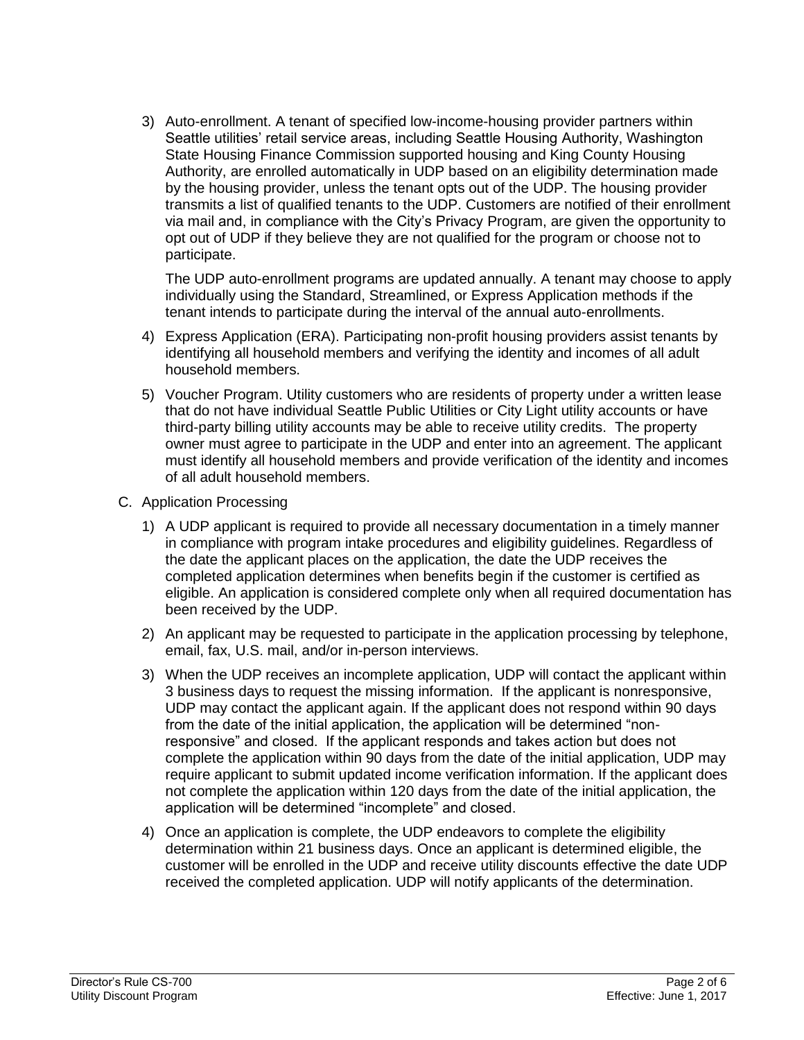3) Auto-enrollment. A tenant of specified low-income-housing provider partners within Seattle utilities' retail service areas, including Seattle Housing Authority, Washington State Housing Finance Commission supported housing and King County Housing Authority, are enrolled automatically in UDP based on an eligibility determination made by the housing provider, unless the tenant opts out of the UDP. The housing provider transmits a list of qualified tenants to the UDP. Customers are notified of their enrollment via mail and, in compliance with the City's Privacy Program, are given the opportunity to opt out of UDP if they believe they are not qualified for the program or choose not to participate.

   The UDP auto-enrollment programs are updated annually. A tenant may choose to apply individually using the Standard, Streamlined, or Express Application methods if the tenant intends to participate during the interval of the annual auto-enrollments.

4) Express Application (ERA). Participating non-profit housing providers assist tenants by identifying all household members and verifying the identity and incomes of all adult household members.

5) Voucher Program. Utility customers who are residents of property under a written lease that do not have individual Seattle Public Utilities or City Light utility accounts or have third-party billing utility accounts may be able to receive utility credits. The property owner must agree to participate in the UDP and enter into an agreement. The applicant must identify all household members and provide verification of the identity and incomes of all adult household members.

C. Application Processing

1) A UDP applicant is required to provide all necessary documentation in a timely manner in compliance with program intake procedures and eligibility guidelines. Regardless of the date the applicant places on the application, the date the UDP receives the completed application determines when benefits begin if the customer is certified as eligible. An application is considered complete only when all required documentation has been received by the UDP.

2) An applicant may be requested to participate in the application processing by telephone, email, fax, U.S. mail, and/or in-person interviews.

3) When the UDP receives an incomplete application, UDP will contact the applicant within 3 business days to request the missing information. If the applicant is nonresponsive, UDP may contact the applicant again. If the applicant does not respond within 90 days from the date of the initial application, the application will be determined "non-responsive" and closed. If the applicant responds and takes action but does not complete the application within 90 days from the date of the initial application, UDP may require applicant to submit updated income verification information. If the applicant does not complete the application within 120 days from the date of the initial application, the application will be determined "incomplete" and closed.

4) Once an application is complete, the UDP endeavors to complete the eligibility determination within 21 business days. Once an applicant is determined eligible, the customer will be enrolled in the UDP and receive utility discounts effective the date UDP received the completed application. UDP will notify applicants of the determination.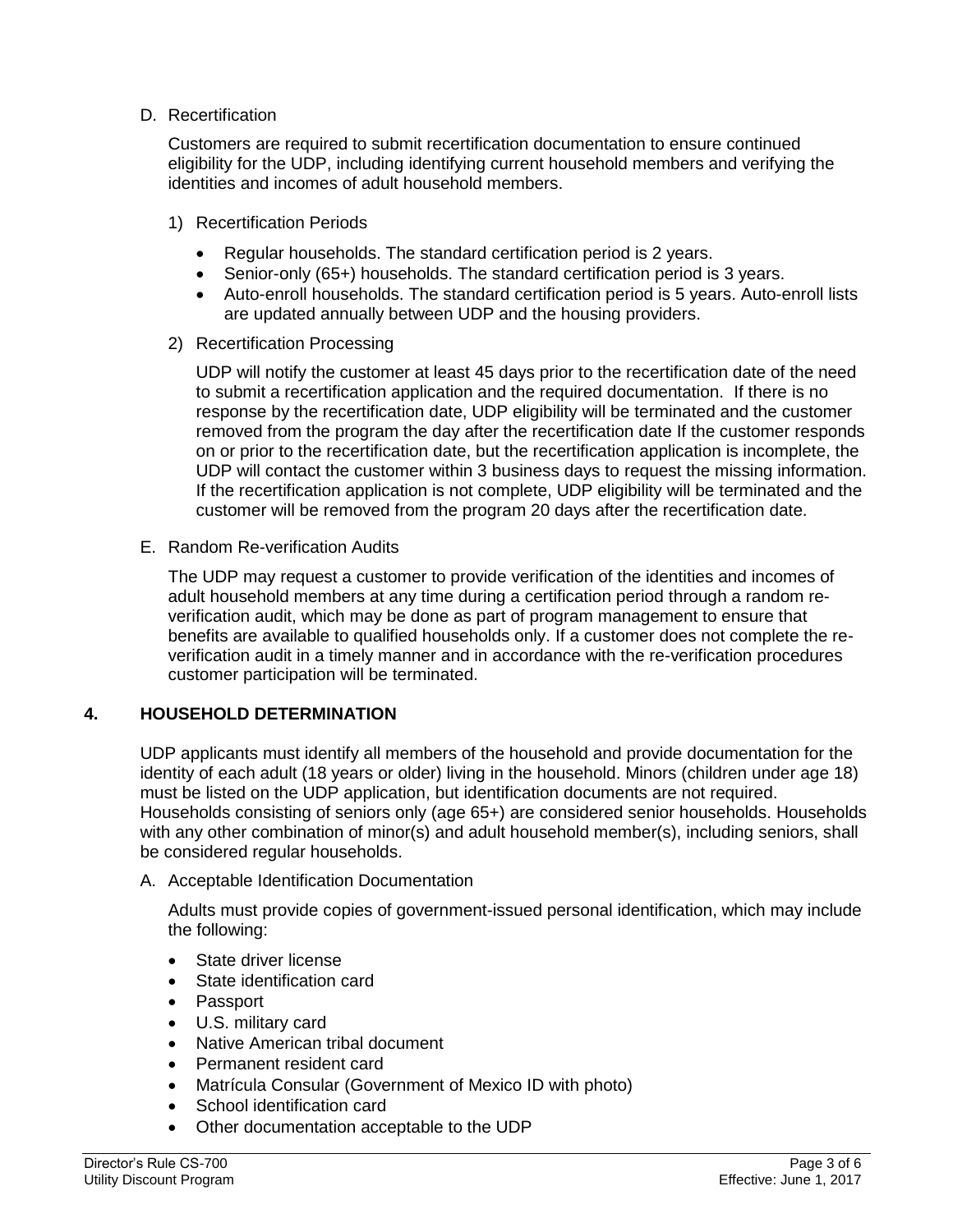D. Recertification

Customers are required to submit recertification documentation to ensure continued eligibility for the UDP, including identifying current household members and verifying the identities and incomes of adult household members.

1) Recertification Periods

- Regular households. The standard certification period is 2 years.
- Senior-only (65+) households. The standard certification period is 3 years.
- Auto-enroll households. The standard certification period is 5 years. Auto-enroll lists are updated annually between UDP and the housing providers.

2) Recertification Processing

UDP will notify the customer at least 45 days prior to the recertification date of the need to submit a recertification application and the required documentation. If there is no response by the recertification date, UDP eligibility will be terminated and the customer removed from the program the day after the recertification date If the customer responds on or prior to the recertification date, but the recertification application is incomplete, the UDP will contact the customer within 3 business days to request the missing information. If the recertification application is not complete, UDP eligibility will be terminated and the customer will be removed from the program 20 days after the recertification date.

E. Random Re-verification Audits

The UDP may request a customer to provide verification of the identities and incomes of adult household members at any time during a certification period through a random re-verification audit, which may be done as part of program management to ensure that benefits are available to qualified households only. If a customer does not complete the re-verification audit in a timely manner and in accordance with the re-verification procedures customer participation will be terminated.

## 4. HOUSEHOLD DETERMINATION

UDP applicants must identify all members of the household and provide documentation for the identity of each adult (18 years or older) living in the household. Minors (children under age 18) must be listed on the UDP application, but identification documents are not required. Households consisting of seniors only (age 65+) are considered senior households. Households with any other combination of minor(s) and adult household member(s), including seniors, shall be considered regular households.

A. Acceptable Identification Documentation

Adults must provide copies of government-issued personal identification, which may include the following:

- State driver license
- State identification card
- Passport
- U.S. military card
- Native American tribal document
- Permanent resident card
- Matrícula Consular (Government of Mexico ID with photo)
- School identification card
- Other documentation acceptable to the UDP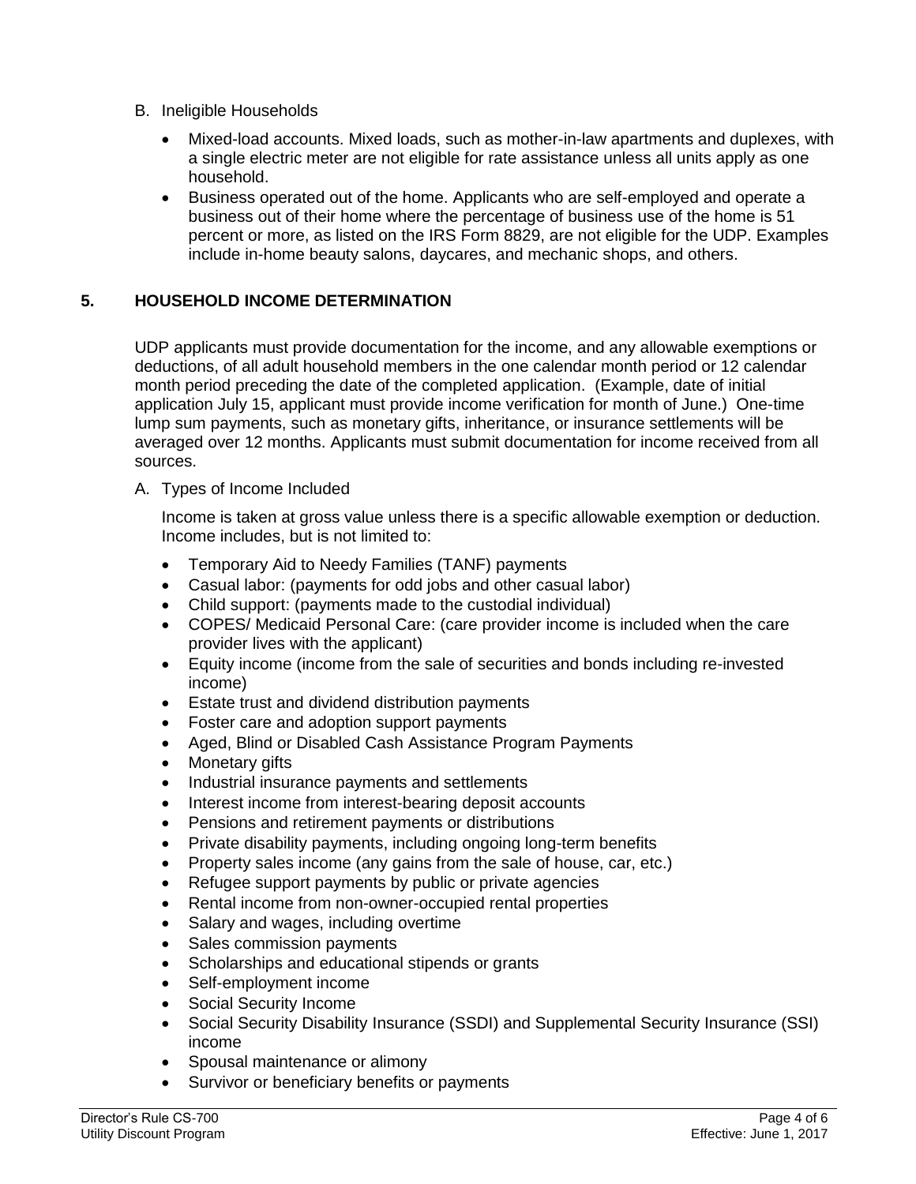B. Ineligible Households

- Mixed-load accounts. Mixed loads, such as mother-in-law apartments and duplexes, with a single electric meter are not eligible for rate assistance unless all units apply as one household.
- Business operated out of the home. Applicants who are self-employed and operate a business out of their home where the percentage of business use of the home is 51 percent or more, as listed on the IRS Form 8829, are not eligible for the UDP. Examples include in-home beauty salons, daycares, and mechanic shops, and others.

## 5. HOUSEHOLD INCOME DETERMINATION

UDP applicants must provide documentation for the income, and any allowable exemptions or deductions, of all adult household members in the one calendar month period or 12 calendar month period preceding the date of the completed application. (Example, date of initial application July 15, applicant must provide income verification for month of June.) One-time lump sum payments, such as monetary gifts, inheritance, or insurance settlements will be averaged over 12 months. Applicants must submit documentation for income received from all sources.

A. Types of Income Included

Income is taken at gross value unless there is a specific allowable exemption or deduction. Income includes, but is not limited to:

- Temporary Aid to Needy Families (TANF) payments
- Casual labor: (payments for odd jobs and other casual labor)
- Child support: (payments made to the custodial individual)
- COPES/ Medicaid Personal Care: (care provider income is included when the care provider lives with the applicant)
- Equity income (income from the sale of securities and bonds including re-invested income)
- Estate trust and dividend distribution payments
- Foster care and adoption support payments
- Aged, Blind or Disabled Cash Assistance Program Payments
- Monetary gifts
- Industrial insurance payments and settlements
- Interest income from interest-bearing deposit accounts
- Pensions and retirement payments or distributions
- Private disability payments, including ongoing long-term benefits
- Property sales income (any gains from the sale of house, car, etc.)
- Refugee support payments by public or private agencies
- Rental income from non-owner-occupied rental properties
- Salary and wages, including overtime
- Sales commission payments
- Scholarships and educational stipends or grants
- Self-employment income
- Social Security Income
- Social Security Disability Insurance (SSDI) and Supplemental Security Insurance (SSI) income
- Spousal maintenance or alimony
- Survivor or beneficiary benefits or payments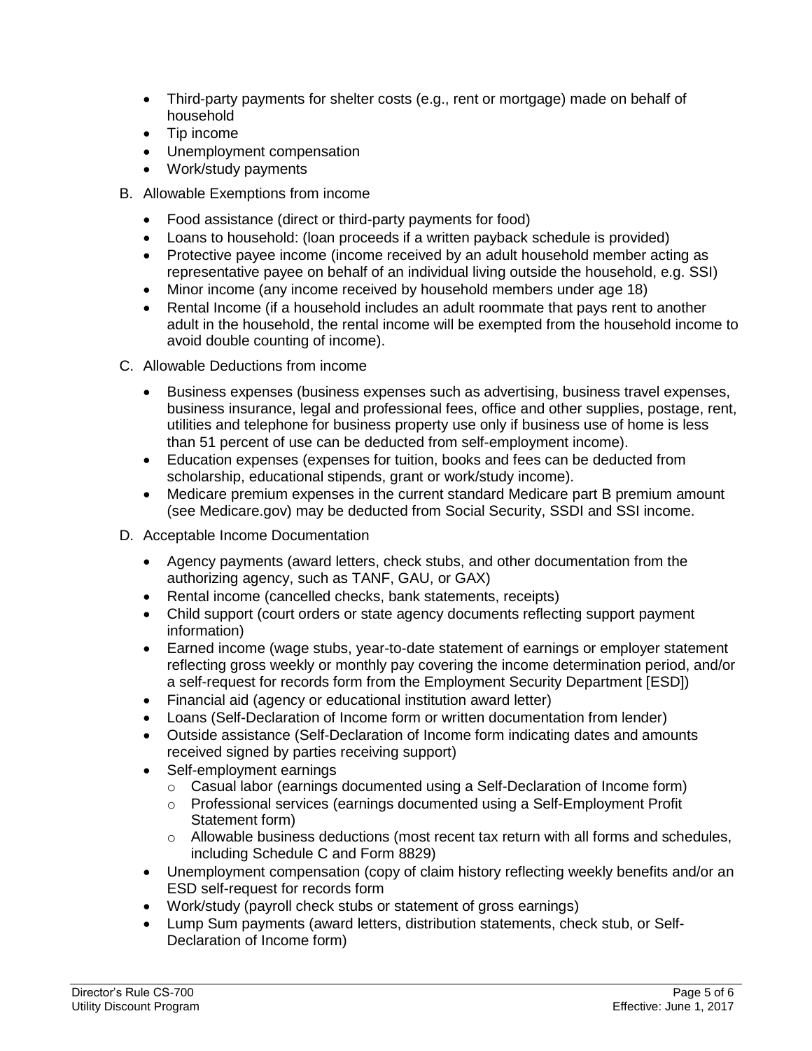- Third-party payments for shelter costs (e.g., rent or mortgage) made on behalf of household
- Tip income
- Unemployment compensation
- Work/study payments

B. Allowable Exemptions from income

- Food assistance (direct or third-party payments for food)
- Loans to household: (loan proceeds if a written payback schedule is provided)
- Protective payee income (income received by an adult household member acting as representative payee on behalf of an individual living outside the household, e.g. SSI)
- Minor income (any income received by household members under age 18)
- Rental Income (if a household includes an adult roommate that pays rent to another adult in the household, the rental income will be exempted from the household income to avoid double counting of income).

C. Allowable Deductions from income

- Business expenses (business expenses such as advertising, business travel expenses, business insurance, legal and professional fees, office and other supplies, postage, rent, utilities and telephone for business property use only if business use of home is less than 51 percent of use can be deducted from self-employment income).
- Education expenses (expenses for tuition, books and fees can be deducted from scholarship, educational stipends, grant or work/study income).
- Medicare premium expenses in the current standard Medicare part B premium amount (see Medicare.gov) may be deducted from Social Security, SSDI and SSI income.

D. Acceptable Income Documentation

- Agency payments (award letters, check stubs, and other documentation from the authorizing agency, such as TANF, GAU, or GAX)
- Rental income (cancelled checks, bank statements, receipts)
- Child support (court orders or state agency documents reflecting support payment information)
- Earned income (wage stubs, year-to-date statement of earnings or employer statement reflecting gross weekly or monthly pay covering the income determination period, and/or a self-request for records form from the Employment Security Department [ESD])
- Financial aid (agency or educational institution award letter)
- Loans (Self-Declaration of Income form or written documentation from lender)
- Outside assistance (Self-Declaration of Income form indicating dates and amounts received signed by parties receiving support)
- Self-employment earnings
  - Casual labor (earnings documented using a Self-Declaration of Income form)
  - Professional services (earnings documented using a Self-Employment Profit Statement form)
  - Allowable business deductions (most recent tax return with all forms and schedules, including Schedule C and Form 8829)
- Unemployment compensation (copy of claim history reflecting weekly benefits and/or an ESD self-request for records form
- Work/study (payroll check stubs or statement of gross earnings)
- Lump Sum payments (award letters, distribution statements, check stub, or Self-Declaration of Income form)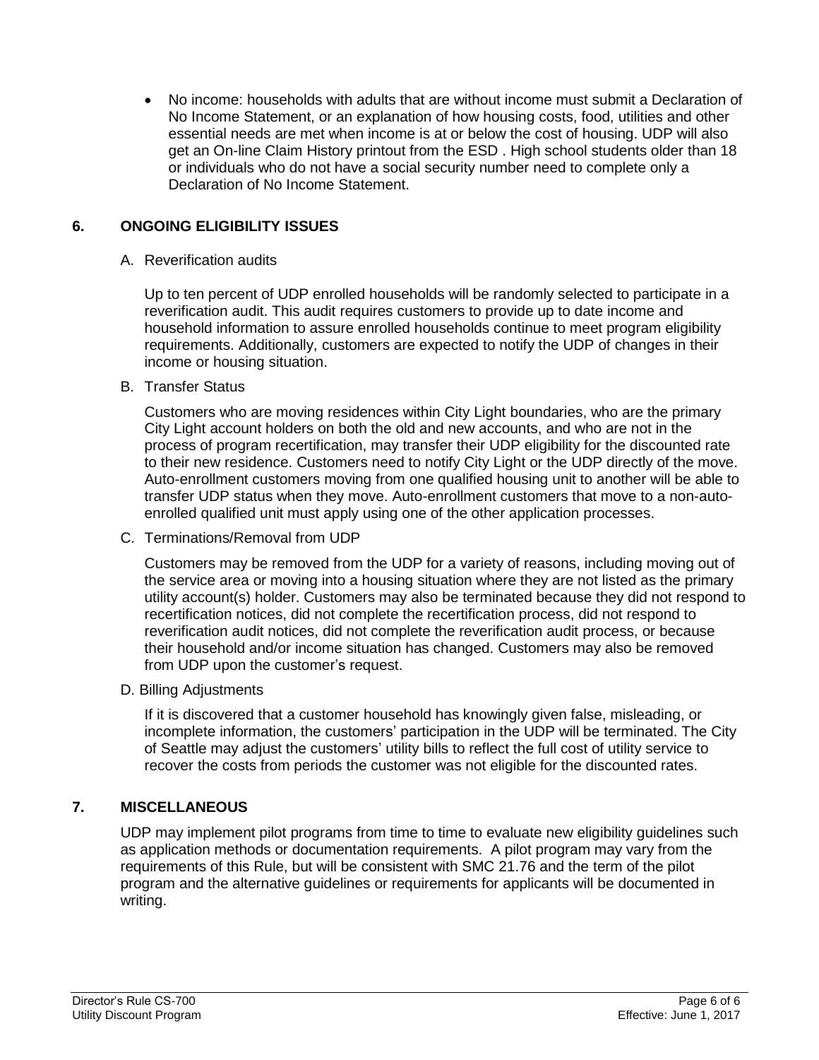- No income: households with adults that are without income must submit a Declaration of No Income Statement, or an explanation of how housing costs, food, utilities and other essential needs are met when income is at or below the cost of housing. UDP will also get an On-line Claim History printout from the ESD . High school students older than 18 or individuals who do not have a social security number need to complete only a Declaration of No Income Statement.

## 6. ONGOING ELIGIBILITY ISSUES

A. Reverification audits

Up to ten percent of UDP enrolled households will be randomly selected to participate in a reverification audit. This audit requires customers to provide up to date income and household information to assure enrolled households continue to meet program eligibility requirements. Additionally, customers are expected to notify the UDP of changes in their income or housing situation.

B. Transfer Status

Customers who are moving residences within City Light boundaries, who are the primary City Light account holders on both the old and new accounts, and who are not in the process of program recertification, may transfer their UDP eligibility for the discounted rate to their new residence. Customers need to notify City Light or the UDP directly of the move. Auto-enrollment customers moving from one qualified housing unit to another will be able to transfer UDP status when they move. Auto-enrollment customers that move to a non-auto-enrolled qualified unit must apply using one of the other application processes.

C. Terminations/Removal from UDP

Customers may be removed from the UDP for a variety of reasons, including moving out of the service area or moving into a housing situation where they are not listed as the primary utility account(s) holder. Customers may also be terminated because they did not respond to recertification notices, did not complete the recertification process, did not respond to reverification audit notices, did not complete the reverification audit process, or because their household and/or income situation has changed. Customers may also be removed from UDP upon the customer's request.

D. Billing Adjustments

If it is discovered that a customer household has knowingly given false, misleading, or incomplete information, the customers' participation in the UDP will be terminated. The City of Seattle may adjust the customers' utility bills to reflect the full cost of utility service to recover the costs from periods the customer was not eligible for the discounted rates.

## 7. MISCELLANEOUS

UDP may implement pilot programs from time to time to evaluate new eligibility guidelines such as application methods or documentation requirements. A pilot program may vary from the requirements of this Rule, but will be consistent with SMC 21.76 and the term of the pilot program and the alternative guidelines or requirements for applicants will be documented in writing.